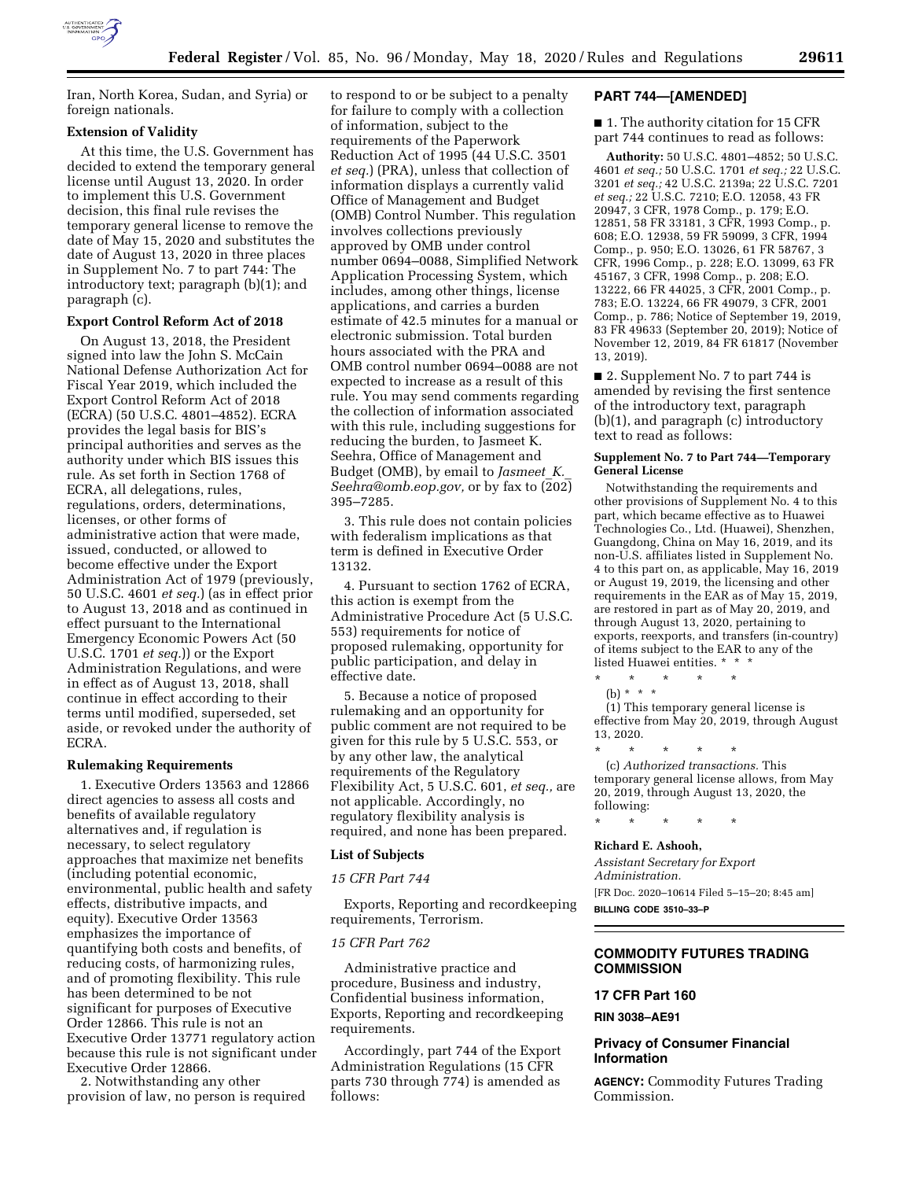Iran, North Korea, Sudan, and Syria) or foreign nationals.

**Extension of Validity**

At this time, the U.S. Government has decided to extend the temporary general license until August 13, 2020. In order to implement this U.S. Government decision, this final rule revises the temporary general license to remove the date of May 15, 2020 and substitutes the date of August 13, 2020 in three places in Supplement No. 7 to part 744: The introductory text; paragraph (b)(1); and paragraph (c).

**Export Control Reform Act of 2018**

On August 13, 2018, the President signed into law the John S. McCain National Defense Authorization Act for Fiscal Year 2019, which included the Export Control Reform Act of 2018 (ECRA) (50 U.S.C. 4801–4852). ECRA provides the legal basis for BIS's principal authorities and serves as the authority under which BIS issues this rule. As set forth in Section 1768 of ECRA, all delegations, rules, regulations, orders, determinations, licenses, or other forms of administrative action that were made, issued, conducted, or allowed to become effective under the Export Administration Act of 1979 (previously, 50 U.S.C. 4601 *et seq.*) (as in effect prior to August 13, 2018 and as continued in effect pursuant to the International Emergency Economic Powers Act (50 U.S.C. 1701 *et seq.*)) or the Export Administration Regulations, and were in effect as of August 13, 2018, shall continue in effect according to their terms until modified, superseded, set aside, or revoked under the authority of ECRA.

**Rulemaking Requirements**

1. Executive Orders 13563 and 12866 direct agencies to assess all costs and benefits of available regulatory alternatives and, if regulation is necessary, to select regulatory approaches that maximize net benefits (including potential economic, environmental, public health and safety effects, distributive impacts, and equity). Executive Order 13563 emphasizes the importance of quantifying both costs and benefits, of reducing costs, of harmonizing rules, and of promoting flexibility. This rule has been determined to be not significant for purposes of Executive Order 12866. This rule is not an Executive Order 13771 regulatory action because this rule is not significant under Executive Order 12866.

2. Notwithstanding any other provision of law, no person is required to respond to or be subject to a penalty for failure to comply with a collection of information, subject to the requirements of the Paperwork Reduction Act of 1995 (44 U.S.C. 3501 *et seq.*) (PRA), unless that collection of information displays a currently valid Office of Management and Budget (OMB) Control Number. This regulation involves collections previously approved by OMB under control number 0694–0088, Simplified Network Application Processing System, which includes, among other things, license applications, and carries a burden estimate of 42.5 minutes for a manual or electronic submission. Total burden hours associated with the PRA and OMB control number 0694–0088 are not expected to increase as a result of this rule. You may send comments regarding the collection of information associated with this rule, including suggestions for reducing the burden, to Jasmeet K. Seehra, Office of Management and Budget (OMB), by email to *Jasmeet_K._Seehra@omb.eop.gov,* or by fax to (202) 395–7285.

3. This rule does not contain policies with federalism implications as that term is defined in Executive Order 13132.

4. Pursuant to section 1762 of ECRA, this action is exempt from the Administrative Procedure Act (5 U.S.C. 553) requirements for notice of proposed rulemaking, opportunity for public participation, and delay in effective date.

5. Because a notice of proposed rulemaking and an opportunity for public comment are not required to be given for this rule by 5 U.S.C. 553, or by any other law, the analytical requirements of the Regulatory Flexibility Act, 5 U.S.C. 601, *et seq.,* are not applicable. Accordingly, no regulatory flexibility analysis is required, and none has been prepared.

**List of Subjects**

*15 CFR Part 744*

Exports, Reporting and recordkeeping requirements, Terrorism.

*15 CFR Part 762*

Administrative practice and procedure, Business and industry, Confidential business information, Exports, Reporting and recordkeeping requirements.

Accordingly, part 744 of the Export Administration Regulations (15 CFR parts 730 through 774) is amended as follows:

## PART 744—[AMENDED]

■ 1. The authority citation for 15 CFR part 744 continues to read as follows:

**Authority:** 50 U.S.C. 4801–4852; 50 U.S.C. 4601 *et seq.;* 50 U.S.C. 1701 *et seq.;* 22 U.S.C. 3201 *et seq.;* 42 U.S.C. 2139a; 22 U.S.C. 7201 *et seq.;* 22 U.S.C. 7210; E.O. 12058, 43 FR 20947, 3 CFR, 1978 Comp., p. 179; E.O. 12851, 58 FR 33181, 3 CFR, 1993 Comp., p. 608; E.O. 12938, 59 FR 59099, 3 CFR, 1994 Comp., p. 950; E.O. 13026, 61 FR 58767, 3 CFR, 1996 Comp., p. 228; E.O. 13099, 63 FR 45167, 3 CFR, 1998 Comp., p. 208; E.O. 13222, 66 FR 44025, 3 CFR, 2001 Comp., p. 783; E.O. 13224, 66 FR 49079, 3 CFR, 2001 Comp., p. 786; Notice of September 19, 2019, 83 FR 49633 (September 20, 2019); Notice of November 12, 2019, 84 FR 61817 (November 13, 2019).

■ 2. Supplement No. 7 to part 744 is amended by revising the first sentence of the introductory text, paragraph (b)(1), and paragraph (c) introductory text to read as follows:

**Supplement No. 7 to Part 744—Temporary General License**

Notwithstanding the requirements and other provisions of Supplement No. 4 to this part, which became effective as to Huawei Technologies Co., Ltd. (Huawei), Shenzhen, Guangdong, China on May 16, 2019, and its non-U.S. affiliates listed in Supplement No. 4 to this part on, as applicable, May 16, 2019 or August 19, 2019, the licensing and other requirements in the EAR as of May 15, 2019, are restored in part as of May 20, 2019, and through August 13, 2020, pertaining to exports, reexports, and transfers (in-country) of items subject to the EAR to any of the listed Huawei entities. * * *

\* \* \* \* \*

(b) * * *

(1) This temporary general license is effective from May 20, 2019, through August 13, 2020.

\* \* \* \* \*

(c) *Authorized transactions.* This temporary general license allows, from May 20, 2019, through August 13, 2020, the following:

\* \* \* \* \*

**Richard E. Ashooh,**

*Assistant Secretary for Export Administration.*

[FR Doc. 2020–10614 Filed 5–15–20; 8:45 am]

**BILLING CODE 3510–33–P**

---

## COMMODITY FUTURES TRADING COMMISSION

### 17 CFR Part 160

**RIN 3038–AE91**

### Privacy of Consumer Financial Information

**AGENCY:** Commodity Futures Trading Commission.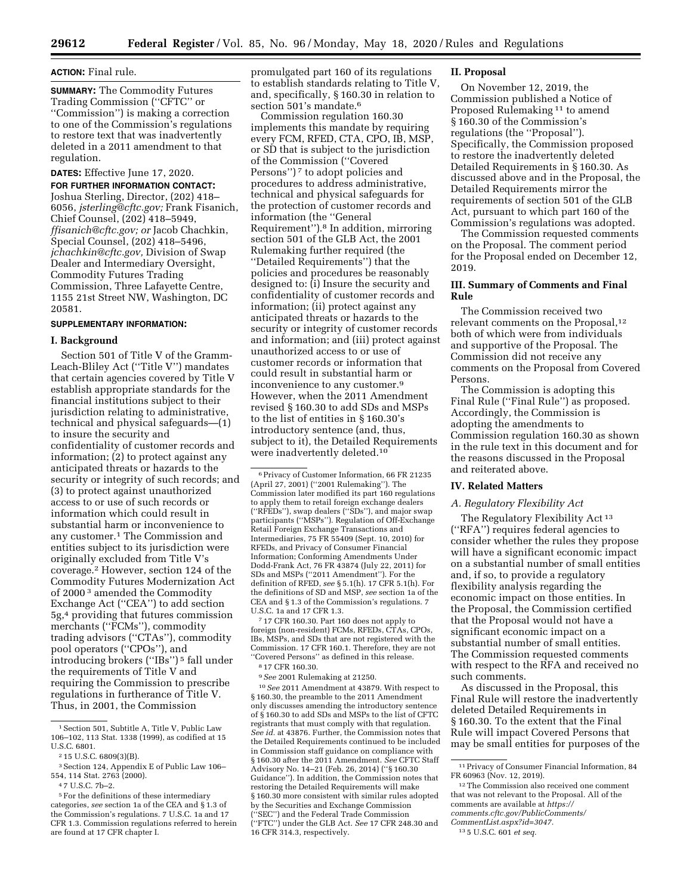**ACTION:** Final rule.

**SUMMARY:** The Commodity Futures Trading Commission ("CFTC" or "Commission") is making a correction to one of the Commission's regulations to restore text that was inadvertently deleted in a 2011 amendment to that regulation.

**DATES:** Effective June 17, 2020.

**FOR FURTHER INFORMATION CONTACT:** Joshua Sterling, Director, (202) 418–6056, *jsterling@cftc.gov;* Frank Fisanich, Chief Counsel, (202) 418–5949, *ffisanich@cftc.gov; or* Jacob Chachkin, Special Counsel, (202) 418–5496, *jchachkin@cftc.gov,* Division of Swap Dealer and Intermediary Oversight, Commodity Futures Trading Commission, Three Lafayette Centre, 1155 21st Street NW, Washington, DC 20581.

**SUPPLEMENTARY INFORMATION:**

## I. Background

Section 501 of Title V of the Gramm-Leach-Bliley Act ("Title V") mandates that certain agencies covered by Title V establish appropriate standards for the financial institutions subject to their jurisdiction relating to administrative, technical and physical safeguards—(1) to insure the security and confidentiality of customer records and information; (2) to protect against any anticipated threats or hazards to the security or integrity of such records; and (3) to protect against unauthorized access to or use of such records or information which could result in substantial harm or inconvenience to any customer.[1] The Commission and entities subject to its jurisdiction were originally excluded from Title V's coverage.[2] However, section 124 of the Commodity Futures Modernization Act of 2000 [3] amended the Commodity Exchange Act ("CEA") to add section 5g,[4] providing that futures commission merchants ("FCMs"), commodity trading advisors ("CTAs"), commodity pool operators ("CPOs"), and introducing brokers ("IBs") [5] fall under the requirements of Title V and requiring the Commission to prescribe regulations in furtherance of Title V. Thus, in 2001, the Commission promulgated part 160 of its regulations to establish standards relating to Title V, and, specifically, § 160.30 in relation to section 501's mandate.[6]

Commission regulation 160.30 implements this mandate by requiring every FCM, RFED, CTA, CPO, IB, MSP, or SD that is subject to the jurisdiction of the Commission ("Covered Persons") [7] to adopt policies and procedures to address administrative, technical and physical safeguards for the protection of customer records and information (the "General Requirement").[8] In addition, mirroring section 501 of the GLB Act, the 2001 Rulemaking further required (the "Detailed Requirements") that the policies and procedures be reasonably designed to: (i) Insure the security and confidentiality of customer records and information; (ii) protect against any anticipated threats or hazards to the security or integrity of customer records and information; and (iii) protect against unauthorized access to or use of customer records or information that could result in substantial harm or inconvenience to any customer.[9] However, when the 2011 Amendment revised § 160.30 to add SDs and MSPs to the list of entities in § 160.30's introductory sentence (and, thus, subject to it), the Detailed Requirements were inadvertently deleted.[10]

## II. Proposal

On November 12, 2019, the Commission published a Notice of Proposed Rulemaking [11] to amend § 160.30 of the Commission's regulations (the "Proposal"). Specifically, the Commission proposed to restore the inadvertently deleted Detailed Requirements in § 160.30. As discussed above and in the Proposal, the Detailed Requirements mirror the requirements of section 501 of the GLB Act, pursuant to which part 160 of the Commission's regulations was adopted.

The Commission requested comments on the Proposal. The comment period for the Proposal ended on December 12, 2019.

## III. Summary of Comments and Final Rule

The Commission received two relevant comments on the Proposal,[12] both of which were from individuals and supportive of the Proposal. The Commission did not receive any comments on the Proposal from Covered Persons.

The Commission is adopting this Final Rule ("Final Rule") as proposed. Accordingly, the Commission is adopting the amendments to Commission regulation 160.30 as shown in the rule text in this document and for the reasons discussed in the Proposal and reiterated above.

## IV. Related Matters

### *A. Regulatory Flexibility Act*

The Regulatory Flexibility Act [13] ("RFA") requires federal agencies to consider whether the rules they propose will have a significant economic impact on a substantial number of small entities and, if so, to provide a regulatory flexibility analysis regarding the economic impact on those entities. In the Proposal, the Commission certified that the Proposal would not have a significant economic impact on a substantial number of small entities. The Commission requested comments with respect to the RFA and received no such comments.

As discussed in the Proposal, this Final Rule will restore the inadvertently deleted Detailed Requirements in § 160.30. To the extent that the Final Rule will impact Covered Persons that may be small entities for purposes of the

---

[1] Section 501, Subtitle A, Title V, Public Law 106–102, 113 Stat. 1338 (1999), as codified at 15 U.S.C. 6801.

[2] 15 U.S.C. 6809(3)(B).

[3] Section 124, Appendix E of Public Law 106–554, 114 Stat. 2763 (2000).

[4] 7 U.S.C. 7b–2.

[5] For the definitions of these intermediary categories, *see* section 1a of the CEA and § 1.3 of the Commission's regulations. 7 U.S.C. 1a and 17 CFR 1.3. Commission regulations referred to herein are found at 17 CFR chapter I.

[6] Privacy of Customer Information, 66 FR 21235 (April 27, 2001) ("2001 Rulemaking"). The Commission later modified its part 160 regulations to apply them to retail foreign exchange dealers ("RFEDs"), swap dealers ("SDs"), and major swap participants ("MSPs"). Regulation of Off-Exchange Retail Foreign Exchange Transactions and Intermediaries, 75 FR 55409 (Sept. 10, 2010) for RFEDs, and Privacy of Consumer Financial Information; Conforming Amendments Under Dodd-Frank Act, 76 FR 43874 (July 22, 2011) for SDs and MSPs ("2011 Amendment"). For the definition of RFED, *see* § 5.1(h). 17 CFR 5.1(h). For the definitions of SD and MSP, *see* section 1a of the CEA and § 1.3 of the Commission's regulations. 7 U.S.C. 1a and 17 CFR 1.3.

[7] 17 CFR 160.30. Part 160 does not apply to foreign (non-resident) FCMs, RFEDs, CTAs, CPOs, IBs, MSPs, and SDs that are not registered with the Commission. 17 CFR 160.1. Therefore, they are not "Covered Persons" as defined in this release.

[8] 17 CFR 160.30.

[9] *See* 2001 Rulemaking at 21250.

[10] *See* 2011 Amendment at 43879. With respect to § 160.30, the preamble to the 2011 Amendment only discusses amending the introductory sentence of § 160.30 to add SDs and MSPs to the list of CFTC registrants that must comply with that regulation. *See id.* at 43876. Further, the Commission notes that the Detailed Requirements continued to be included in Commission staff guidance on compliance with § 160.30 after the 2011 Amendment. *See* CFTC Staff Advisory No. 14–21 (Feb. 26, 2014) ("§ 160.30 Guidance"). In addition, the Commission notes that restoring the Detailed Requirements will make § 160.30 more consistent with similar rules adopted by the Securities and Exchange Commission ("SEC") and the Federal Trade Commission ("FTC") under the GLB Act. *See* 17 CFR 248.30 and 16 CFR 314.3, respectively.

[11] Privacy of Consumer Financial Information, 84 FR 60963 (Nov. 12, 2019).

[12] The Commission also received one comment that was not relevant to the Proposal. All of the comments are available at *https://comments.cftc.gov/PublicComments/CommentList.aspx?id=3047.*

[13] 5 U.S.C. 601 *et seq.*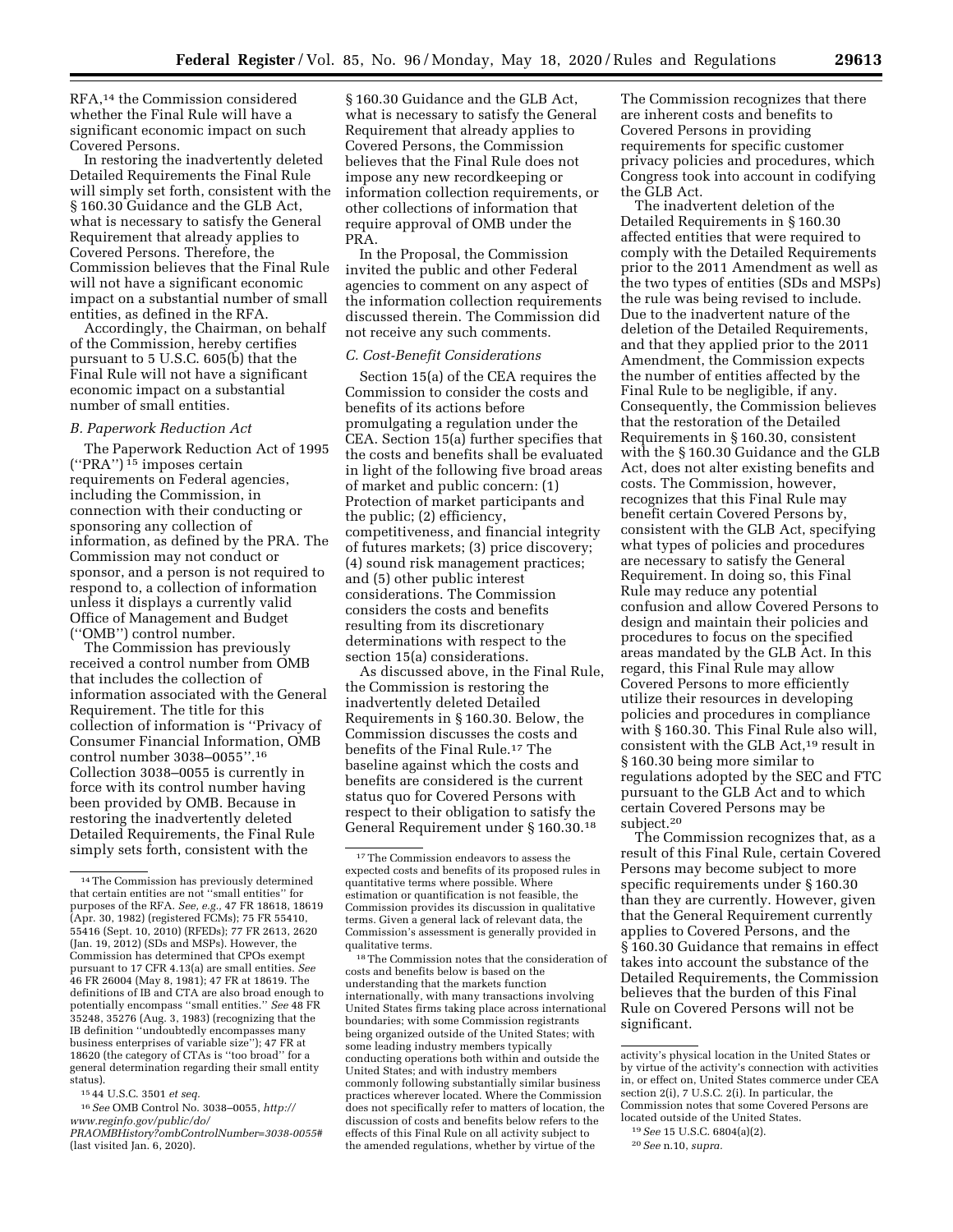RFA,[14] the Commission considered whether the Final Rule will have a significant economic impact on such Covered Persons.

In restoring the inadvertently deleted Detailed Requirements the Final Rule will simply set forth, consistent with the § 160.30 Guidance and the GLB Act, what is necessary to satisfy the General Requirement that already applies to Covered Persons. Therefore, the Commission believes that the Final Rule will not have a significant economic impact on a substantial number of small entities, as defined in the RFA.

Accordingly, the Chairman, on behalf of the Commission, hereby certifies pursuant to 5 U.S.C. 605(b) that the Final Rule will not have a significant economic impact on a substantial number of small entities.

### *B. Paperwork Reduction Act*

The Paperwork Reduction Act of 1995 (''PRA'') [15] imposes certain requirements on Federal agencies, including the Commission, in connection with their conducting or sponsoring any collection of information, as defined by the PRA. The Commission may not conduct or sponsor, and a person is not required to respond to, a collection of information unless it displays a currently valid Office of Management and Budget (''OMB'') control number.

The Commission has previously received a control number from OMB that includes the collection of information associated with the General Requirement. The title for this collection of information is ''Privacy of Consumer Financial Information, OMB control number 3038–0055''.[16] Collection 3038–0055 is currently in force with its control number having been provided by OMB. Because in restoring the inadvertently deleted Detailed Requirements, the Final Rule simply sets forth, consistent with the § 160.30 Guidance and the GLB Act, what is necessary to satisfy the General Requirement that already applies to Covered Persons, the Commission believes that the Final Rule does not impose any new recordkeeping or information collection requirements, or other collections of information that require approval of OMB under the PRA.

In the Proposal, the Commission invited the public and other Federal agencies to comment on any aspect of the information collection requirements discussed therein. The Commission did not receive any such comments.

### *C. Cost-Benefit Considerations*

Section 15(a) of the CEA requires the Commission to consider the costs and benefits of its actions before promulgating a regulation under the CEA. Section 15(a) further specifies that the costs and benefits shall be evaluated in light of the following five broad areas of market and public concern: (1) Protection of market participants and the public; (2) efficiency, competitiveness, and financial integrity of futures markets; (3) price discovery; (4) sound risk management practices; and (5) other public interest considerations. The Commission considers the costs and benefits resulting from its discretionary determinations with respect to the section 15(a) considerations.

As discussed above, in the Final Rule, the Commission is restoring the inadvertently deleted Detailed Requirements in § 160.30. Below, the Commission discusses the costs and benefits of the Final Rule.[17] The baseline against which the costs and benefits are considered is the current status quo for Covered Persons with respect to their obligation to satisfy the General Requirement under § 160.30.[18]

The Commission recognizes that there are inherent costs and benefits to Covered Persons in providing requirements for specific customer privacy policies and procedures, which Congress took into account in codifying the GLB Act.

The inadvertent deletion of the Detailed Requirements in § 160.30 affected entities that were required to comply with the Detailed Requirements prior to the 2011 Amendment as well as the two types of entities (SDs and MSPs) the rule was being revised to include. Due to the inadvertent nature of the deletion of the Detailed Requirements, and that they applied prior to the 2011 Amendment, the Commission expects the number of entities affected by the Final Rule to be negligible, if any. Consequently, the Commission believes that the restoration of the Detailed Requirements in § 160.30, consistent with the § 160.30 Guidance and the GLB Act, does not alter existing benefits and costs. The Commission, however, recognizes that this Final Rule may benefit certain Covered Persons by, consistent with the GLB Act, specifying what types of policies and procedures are necessary to satisfy the General Requirement. In doing so, this Final Rule may reduce any potential confusion and allow Covered Persons to design and maintain their policies and procedures to focus on the specified areas mandated by the GLB Act. In this regard, this Final Rule may allow Covered Persons to more efficiently utilize their resources in developing policies and procedures in compliance with § 160.30. This Final Rule also will, consistent with the GLB Act,[19] result in § 160.30 being more similar to regulations adopted by the SEC and FTC pursuant to the GLB Act and to which certain Covered Persons may be subject.[20]

The Commission recognizes that, as a result of this Final Rule, certain Covered Persons may become subject to more specific requirements under § 160.30 than they are currently. However, given that the General Requirement currently applies to Covered Persons, and the § 160.30 Guidance that remains in effect takes into account the substance of the Detailed Requirements, the Commission believes that the burden of this Final Rule on Covered Persons will not be significant.

---

[14] The Commission has previously determined that certain entities are not ''small entities'' for purposes of the RFA. *See, e.g.,* 47 FR 18618, 18619 (Apr. 30, 1982) (registered FCMs); 75 FR 55410, 55416 (Sept. 10, 2010) (RFEDs); 77 FR 2613, 2620 (Jan. 19, 2012) (SDs and MSPs). However, the Commission has determined that CPOs exempt pursuant to 17 CFR 4.13(a) are small entities. *See* 46 FR 26004 (May 8, 1981); 47 FR at 18619. The definitions of IB and CTA are also broad enough to potentially encompass ''small entities.'' *See* 48 FR 35248, 35276 (Aug. 3, 1983) (recognizing that the IB definition ''undoubtedly encompasses many business enterprises of variable size''); 47 FR at 18620 (the category of CTAs is ''too broad'' for a general determination regarding their small entity status).

[15] 44 U.S.C. 3501 *et seq.*

[16] *See* OMB Control No. 3038–0055, *http://www.reginfo.gov/public/do/PRAOMBHistory?ombControlNumber=3038-0055#* (last visited Jan. 6, 2020).

[17] The Commission endeavors to assess the expected costs and benefits of its proposed rules in quantitative terms where possible. Where estimation or quantification is not feasible, the Commission provides its discussion in qualitative terms. Given a general lack of relevant data, the Commission's assessment is generally provided in qualitative terms.

[18] The Commission notes that the consideration of costs and benefits below is based on the understanding that the markets function internationally, with many transactions involving United States firms taking place across international boundaries; with some Commission registrants being organized outside of the United States; with some leading industry members typically conducting operations both within and outside the United States; and with industry members commonly following substantially similar business practices wherever located. Where the Commission does not specifically refer to matters of location, the discussion of costs and benefits below refers to the effects of this Final Rule on all activity subject to the amended regulations, whether by virtue of the activity's physical location in the United States or by virtue of the activity's connection with activities in, or effect on, United States commerce under CEA section 2(i), 7 U.S.C. 2(i). In particular, the Commission notes that some Covered Persons are located outside of the United States.

[19] *See* 15 U.S.C. 6804(a)(2).

[20] *See* n.10, *supra.*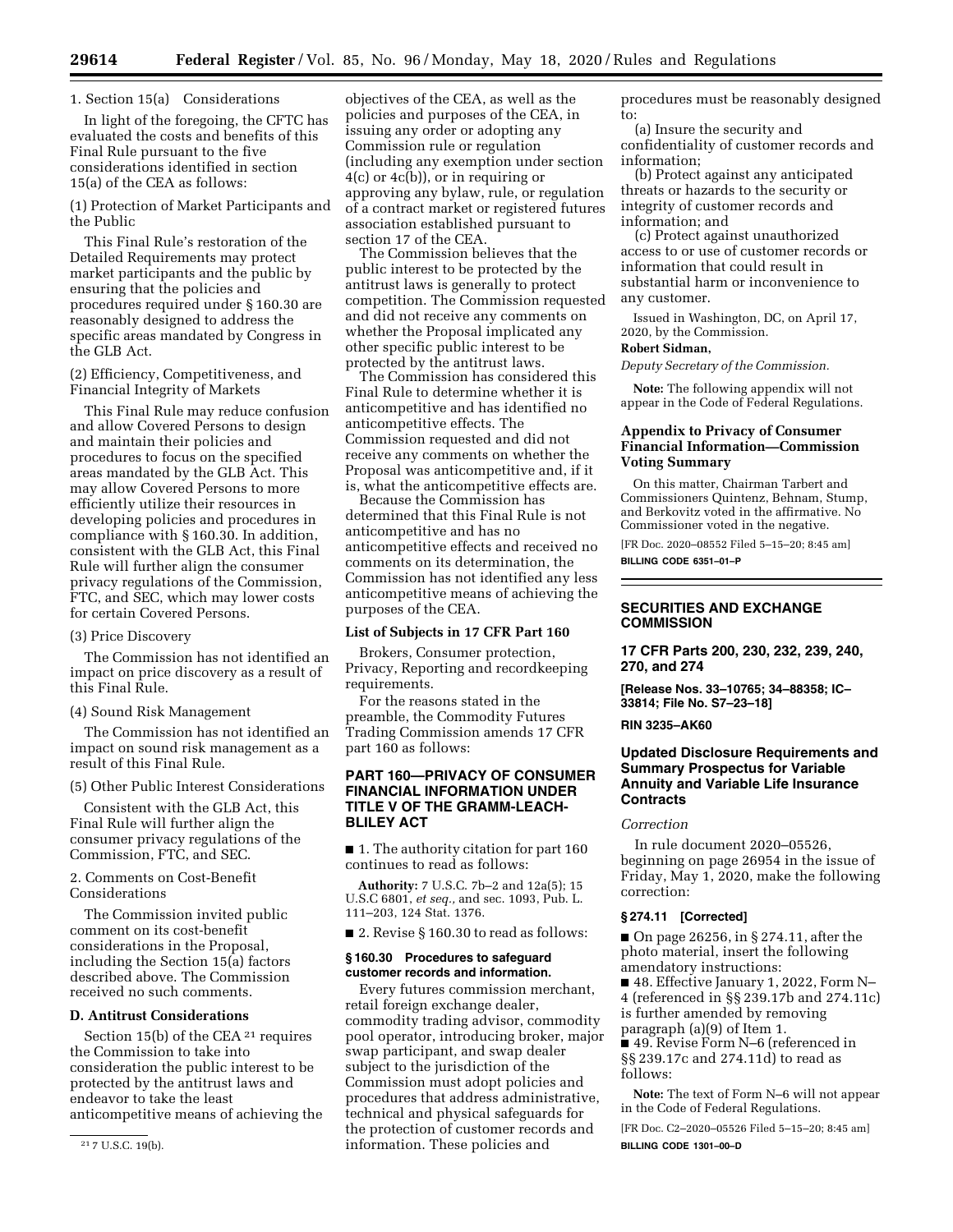1. Section 15(a) Considerations

In light of the foregoing, the CFTC has evaluated the costs and benefits of this Final Rule pursuant to the five considerations identified in section 15(a) of the CEA as follows:

(1) Protection of Market Participants and the Public

This Final Rule's restoration of the Detailed Requirements may protect market participants and the public by ensuring that the policies and procedures required under § 160.30 are reasonably designed to address the specific areas mandated by Congress in the GLB Act.

(2) Efficiency, Competitiveness, and Financial Integrity of Markets

This Final Rule may reduce confusion and allow Covered Persons to design and maintain their policies and procedures to focus on the specified areas mandated by the GLB Act. This may allow Covered Persons to more efficiently utilize their resources in developing policies and procedures in compliance with § 160.30. In addition, consistent with the GLB Act, this Final Rule will further align the consumer privacy regulations of the Commission, FTC, and SEC, which may lower costs for certain Covered Persons.

(3) Price Discovery

The Commission has not identified an impact on price discovery as a result of this Final Rule.

(4) Sound Risk Management

The Commission has not identified an impact on sound risk management as a result of this Final Rule.

(5) Other Public Interest Considerations

Consistent with the GLB Act, this Final Rule will further align the consumer privacy regulations of the Commission, FTC, and SEC.

2. Comments on Cost-Benefit Considerations

The Commission invited public comment on its cost-benefit considerations in the Proposal, including the Section 15(a) factors described above. The Commission received no such comments.

### D. Antitrust Considerations

Section 15(b) of the CEA [21] requires the Commission to take into consideration the public interest to be protected by the antitrust laws and endeavor to take the least anticompetitive means of achieving the objectives of the CEA, as well as the policies and purposes of the CEA, in issuing any order or adopting any Commission rule or regulation (including any exemption under section 4(c) or 4c(b)), or in requiring or approving any bylaw, rule, or regulation of a contract market or registered futures association established pursuant to section 17 of the CEA.

The Commission believes that the public interest to be protected by the antitrust laws is generally to protect competition. The Commission requested and did not receive any comments on whether the Proposal implicated any other specific public interest to be protected by the antitrust laws.

The Commission has considered this Final Rule to determine whether it is anticompetitive and has identified no anticompetitive effects. The Commission requested and did not receive any comments on whether the Proposal was anticompetitive and, if it is, what the anticompetitive effects are.

Because the Commission has determined that this Final Rule is not anticompetitive and has no anticompetitive effects and received no comments on its determination, the Commission has not identified any less anticompetitive means of achieving the purposes of the CEA.

### List of Subjects in 17 CFR Part 160

Brokers, Consumer protection, Privacy, Reporting and recordkeeping requirements.

For the reasons stated in the preamble, the Commodity Futures Trading Commission amends 17 CFR part 160 as follows:

## PART 160—PRIVACY OF CONSUMER FINANCIAL INFORMATION UNDER TITLE V OF THE GRAMM-LEACH-BLILEY ACT

■ 1. The authority citation for part 160 continues to read as follows:

**Authority:** 7 U.S.C. 7b–2 and 12a(5); 15 U.S.C 6801, *et seq.,* and sec. 1093, Pub. L. 111–203, 124 Stat. 1376.

■ 2. Revise § 160.30 to read as follows:

#### § 160.30 Procedures to safeguard customer records and information.

Every futures commission merchant, retail foreign exchange dealer, commodity trading advisor, commodity pool operator, introducing broker, major swap participant, and swap dealer subject to the jurisdiction of the Commission must adopt policies and procedures that address administrative, technical and physical safeguards for the protection of customer records and information. These policies and procedures must be reasonably designed to:

(a) Insure the security and confidentiality of customer records and information;

(b) Protect against any anticipated threats or hazards to the security or integrity of customer records and information; and

(c) Protect against unauthorized access to or use of customer records or information that could result in substantial harm or inconvenience to any customer.

Issued in Washington, DC, on April 17, 2020, by the Commission.

**Robert Sidman,**

*Deputy Secretary of the Commission.*

**Note:** The following appendix will not appear in the Code of Federal Regulations.

### Appendix to Privacy of Consumer Financial Information—Commission Voting Summary

On this matter, Chairman Tarbert and Commissioners Quintenz, Behnam, Stump, and Berkovitz voted in the affirmative. No Commissioner voted in the negative.

[FR Doc. 2020–08552 Filed 5–15–20; 8:45 am]

**BILLING CODE 6351–01–P**

---

## SECURITIES AND EXCHANGE COMMISSION

### 17 CFR Parts 200, 230, 232, 239, 240, 270, and 274

**[Release Nos. 33–10765; 34–88358; IC–33814; File No. S7–23–18]**

**RIN 3235–AK60**

## Updated Disclosure Requirements and Summary Prospectus for Variable Annuity and Variable Life Insurance Contracts

*Correction*

In rule document 2020–05526, beginning on page 26954 in the issue of Friday, May 1, 2020, make the following correction:

#### § 274.11 [Corrected]

■ On page 26256, in § 274.11, after the photo material, insert the following amendatory instructions:

■ 48. Effective January 1, 2022, Form N–4 (referenced in §§ 239.17b and 274.11c) is further amended by removing paragraph (a)(9) of Item 1.

■ 49. Revise Form N–6 (referenced in §§ 239.17c and 274.11d) to read as follows:

**Note:** The text of Form N–6 will not appear in the Code of Federal Regulations.

[FR Doc. C2–2020–05526 Filed 5–15–20; 8:45 am]

**BILLING CODE 1301–00–D**

---

[21] 7 U.S.C. 19(b).